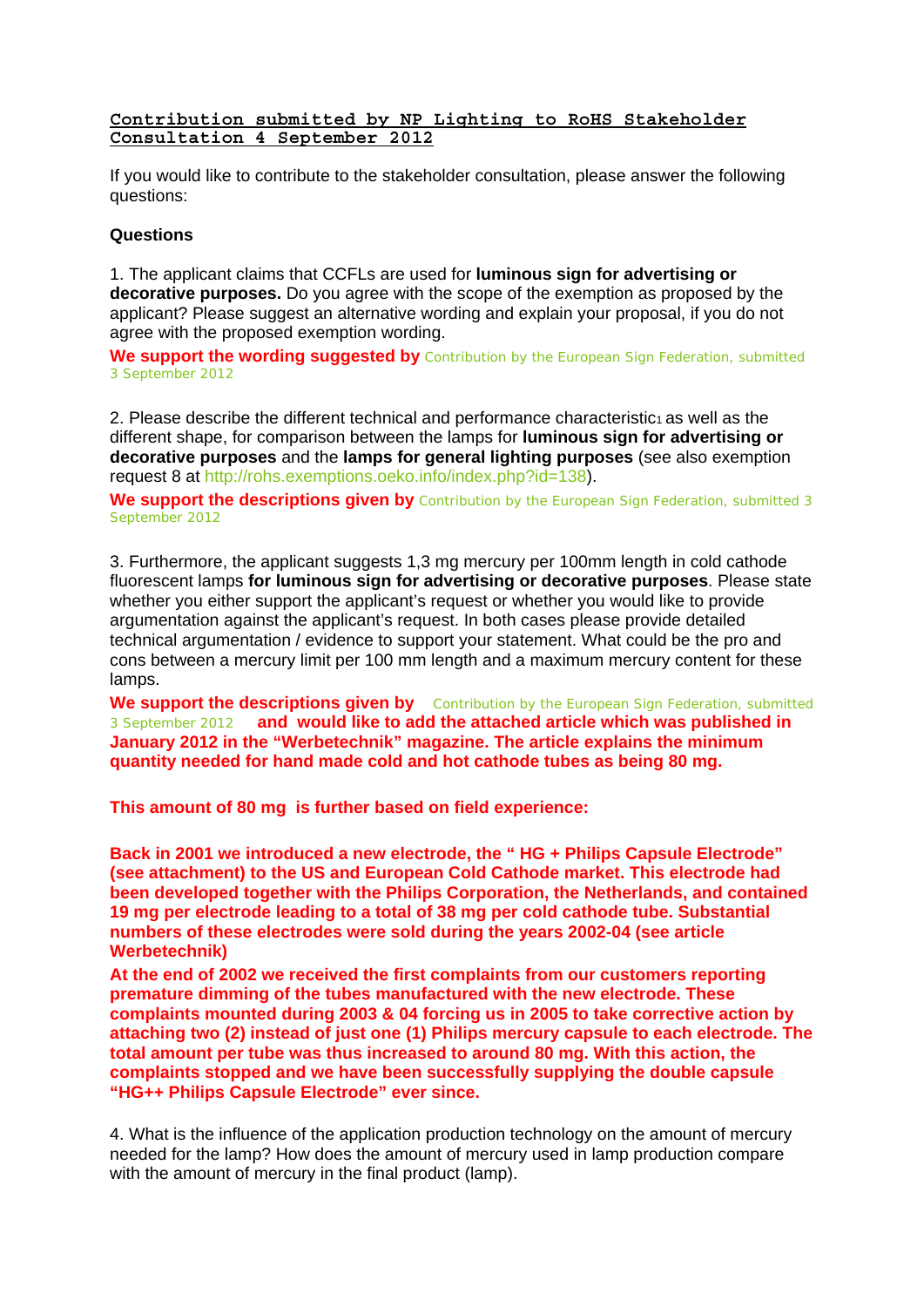**Contribution submitted by NP Lighting to RoHS Stakeholder Consultation 4 September 2012**

If you would like to contribute to the stakeholder consultation, please answer the following questions:

**Questions**

1. The applicant claims that CCFLs are used for **luminous sign for advertising or decorative purposes.** Do you agree with the scope of the exemption as proposed by the applicant? Please suggest an alternative wording and explain your proposal, if you do not agree with the proposed exemption wording.

**We support the wording suggested by** Contribution by the European Sign Federation, submitted 3 September 2012

2. Please describe the different technical and performance characteristic[1] as well as the different shape, for comparison between the lamps for **luminous sign for advertising or decorative purposes** and the **lamps for general lighting purposes** (see also exemption request 8 at http://rohs.exemptions.oeko.info/index.php?id=138).

**We support the descriptions given by** Contribution by the European Sign Federation, submitted 3 September 2012

3. Furthermore, the applicant suggests 1,3 mg mercury per 100mm length in cold cathode fluorescent lamps **for luminous sign for advertising or decorative purposes**. Please state whether you either support the applicant's request or whether you would like to provide argumentation against the applicant's request. In both cases please provide detailed technical argumentation / evidence to support your statement. What could be the pro and cons between a mercury limit per 100 mm length and a maximum mercury content for these lamps.

**We support the descriptions given by** Contribution by the European Sign Federation, submitted 3 September 2012 **and would like to add the attached article which was published in January 2012 in the "Werbetechnik" magazine. The article explains the minimum quantity needed for hand made cold and hot cathode tubes as being 80 mg.**

**This amount of 80 mg is further based on field experience:**

**Back in 2001 we introduced a new electrode, the " HG + Philips Capsule Electrode" (see attachment) to the US and European Cold Cathode market. This electrode had been developed together with the Philips Corporation, the Netherlands, and contained 19 mg per electrode leading to a total of 38 mg per cold cathode tube. Substantial numbers of these electrodes were sold during the years 2002-04 (see article Werbetechnik)**

**At the end of 2002 we received the first complaints from our customers reporting premature dimming of the tubes manufactured with the new electrode. These complaints mounted during 2003 & 04 forcing us in 2005 to take corrective action by attaching two (2) instead of just one (1) Philips mercury capsule to each electrode. The total amount per tube was thus increased to around 80 mg. With this action, the complaints stopped and we have been successfully supplying the double capsule "HG++ Philips Capsule Electrode" ever since.**

4. What is the influence of the application production technology on the amount of mercury needed for the lamp? How does the amount of mercury used in lamp production compare with the amount of mercury in the final product (lamp).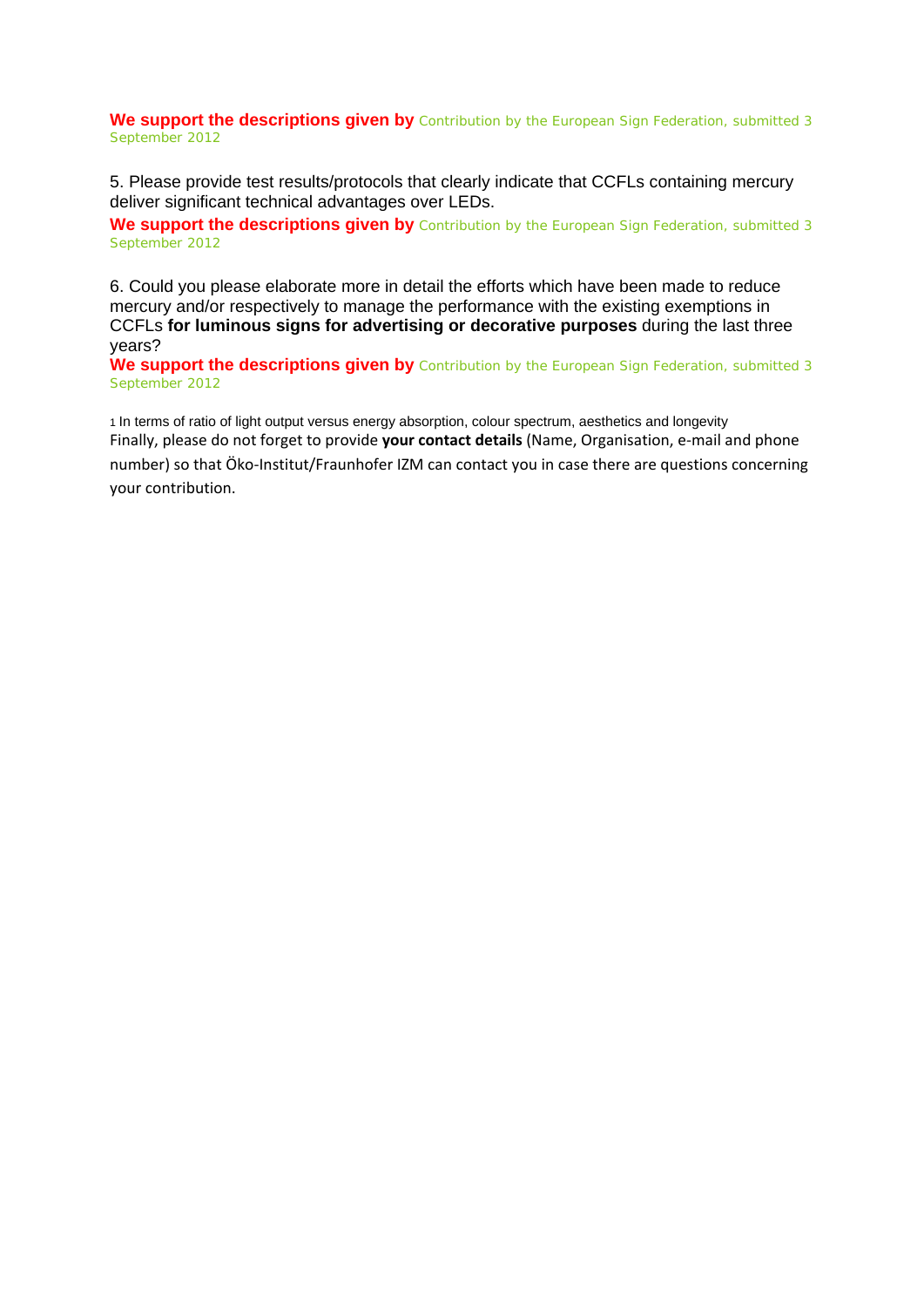**We support the descriptions given by** Contribution by the European Sign Federation, submitted 3 September 2012

5. Please provide test results/protocols that clearly indicate that CCFLs containing mercury deliver significant technical advantages over LEDs.

**We support the descriptions given by** Contribution by the European Sign Federation, submitted 3 September 2012

6. Could you please elaborate more in detail the efforts which have been made to reduce mercury and/or respectively to manage the performance with the existing exemptions in CCFLs **for luminous signs for advertising or decorative purposes** during the last three years?

**We support the descriptions given by** Contribution by the European Sign Federation, submitted 3 September 2012

[1] In terms of ratio of light output versus energy absorption, colour spectrum, aesthetics and longevity

Finally, please do not forget to provide **your contact details** (Name, Organisation, e-mail and phone number) so that Öko-Institut/Fraunhofer IZM can contact you in case there are questions concerning your contribution.